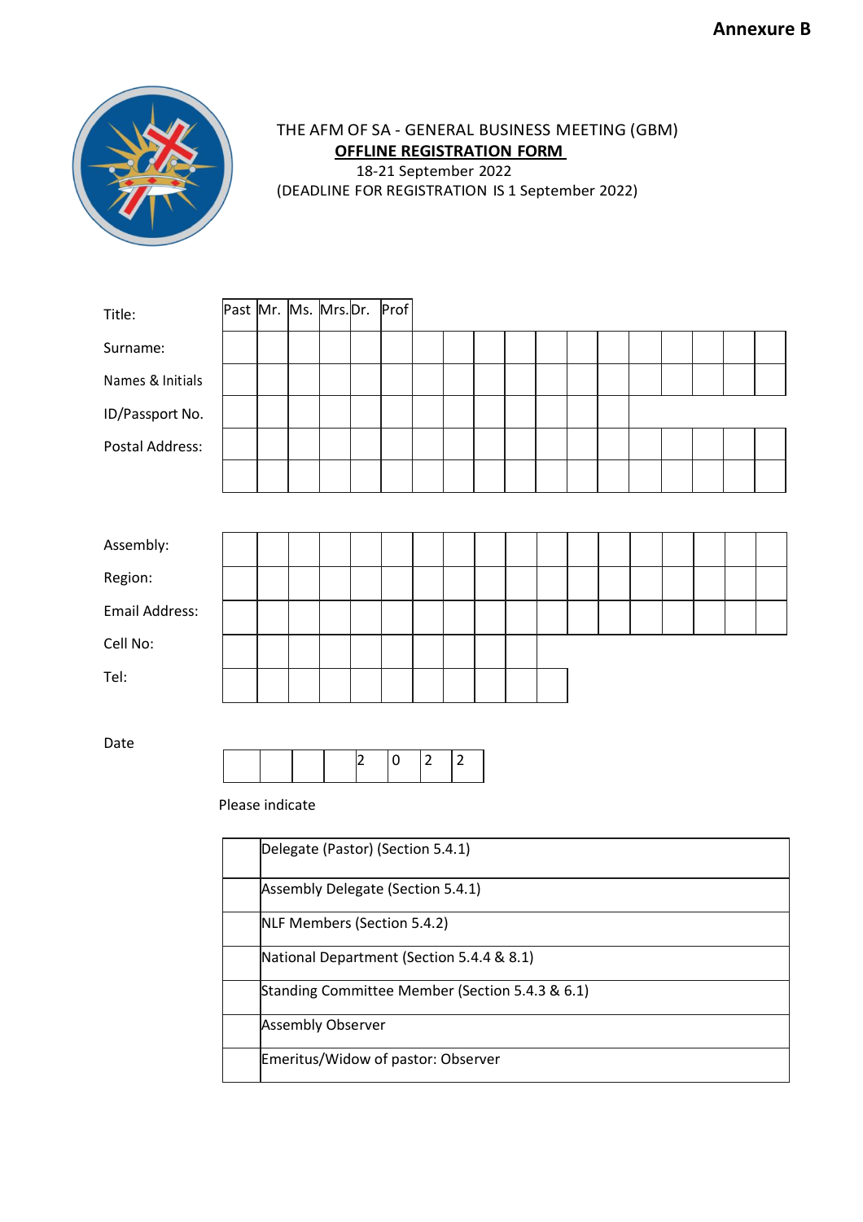**Annexure B**

THE AFM OF SA - GENERAL BUSINESS MEETING (GBM)

**OFFLINE REGISTRATION FORM**

18-21 September 2022

(DEADLINE FOR REGISTRATION IS 1 September 2022)

| Title: | Past | Mr. | Ms. | Mrs. | Dr. | Prof |
|---|---|---|---|---|---|---|

| Field | |
|---|---|
| Surname: | |
| Names & Initials | |
| ID/Passport No. | |
| Postal Address: | |
| | |

| Field | |
|---|---|
| Assembly: | |
| Region: | |
| Email Address: | |
| Cell No: | |
| Tel: | |

| Date | | | | | 2 | 0 | 2 | 2 |
|---|---|---|---|---|---|---|---|---|

Please indicate

| | |
|---|---|
| | Delegate (Pastor) (Section 5.4.1) |
| | Assembly Delegate (Section 5.4.1) |
| | NLF Members (Section 5.4.2) |
| | National Department (Section 5.4.4 & 8.1) |
| | Standing Committee Member (Section 5.4.3 & 6.1) |
| | Assembly Observer |
| | Emeritus/Widow of pastor: Observer |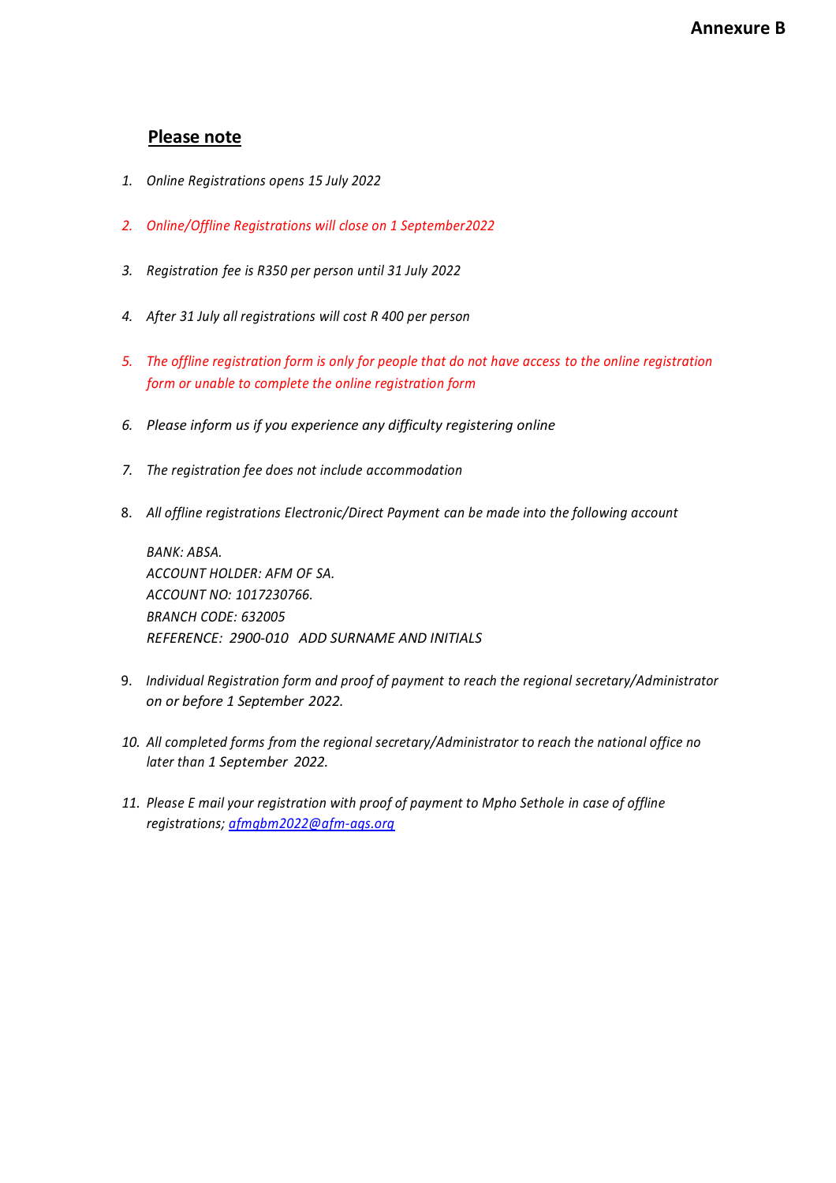**Annexure B**

## Please note

1. *Online Registrations opens 15 July 2022*
2. *Online/Offline Registrations will close on 1 September2022*
3. *Registration fee is R350 per person until 31 July 2022*
4. *After 31 July all registrations will cost R 400 per person*
5. *The offline registration form is only for people that do not have access to the online registration form or unable to complete the online registration form*
6. *Please inform us if you experience any difficulty registering online*
7. *The registration fee does not include accommodation*
8. *All offline registrations Electronic/Direct Payment can be made into the following account*

   *BANK: ABSA.*
   *ACCOUNT HOLDER: AFM OF SA.*
   *ACCOUNT NO: 1017230766.*
   *BRANCH CODE: 632005*
   *REFERENCE: 2900-010 ADD SURNAME AND INITIALS*

9. *Individual Registration form and proof of payment to reach the regional secretary/Administrator on or before 1 September 2022.*
10. *All completed forms from the regional secretary/Administrator to reach the national office no later than 1 September 2022.*
11. *Please E mail your registration with proof of payment to Mpho Sethole in case of offline registrations; afmgbm2022@afm-ags.org*